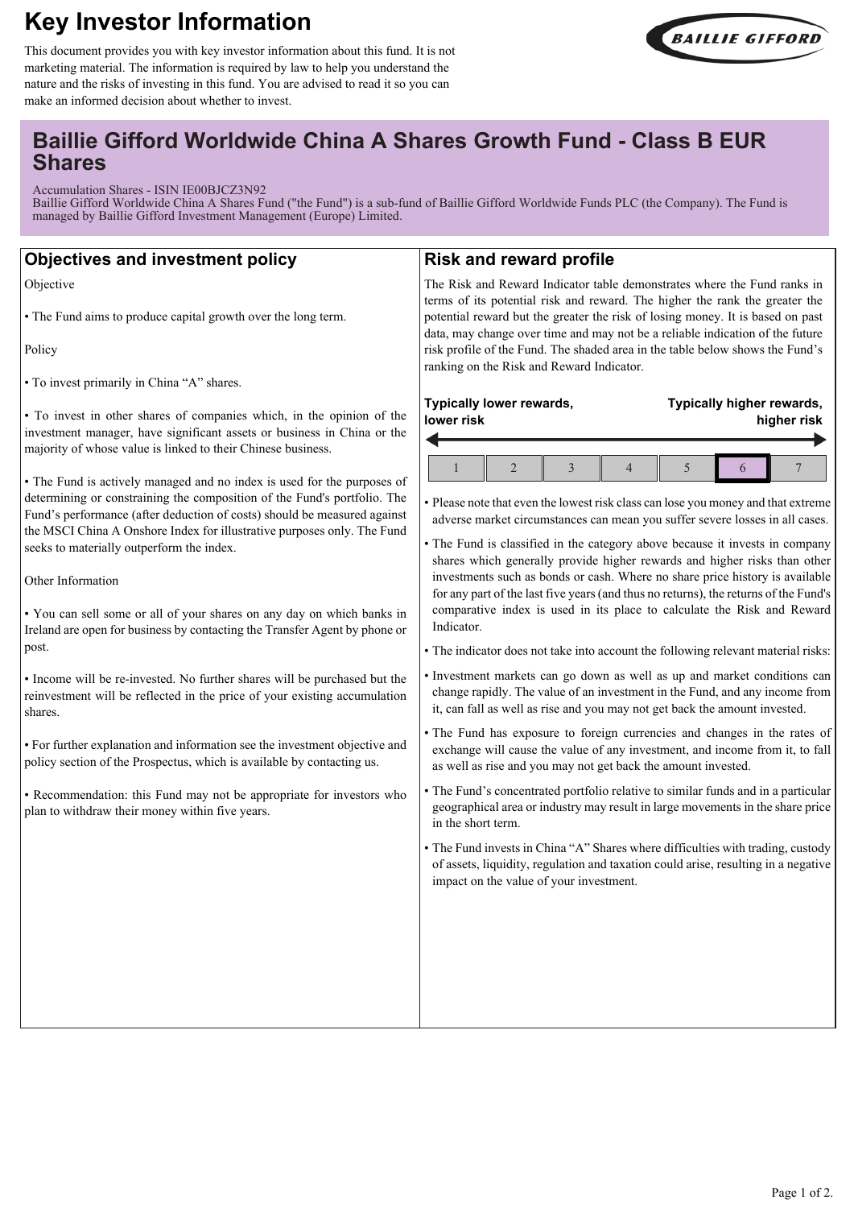# Key Investor Information

This document provides you with key investor information about this fund. It is not marketing material. The information is required by law to help you understand the nature and the risks of investing in this fund. You are advised to read it so you can make an informed decision about whether to invest.

## Baillie Gifford Worldwide China A Shares Growth Fund - Class B EUR Shares

Accumulation Shares - ISIN IE00BJCZ3N92
Baillie Gifford Worldwide China A Shares Fund ("the Fund") is a sub-fund of Baillie Gifford Worldwide Funds PLC (the Company). The Fund is managed by Baillie Gifford Investment Management (Europe) Limited.

## Objectives and investment policy

Objective

- The Fund aims to produce capital growth over the long term.

Policy

- To invest primarily in China “A” shares.

- To invest in other shares of companies which, in the opinion of the investment manager, have significant assets or business in China or the majority of whose value is linked to their Chinese business.

- The Fund is actively managed and no index is used for the purposes of determining or constraining the composition of the Fund's portfolio. The Fund’s performance (after deduction of costs) should be measured against the MSCI China A Onshore Index for illustrative purposes only. The Fund seeks to materially outperform the index.

Other Information

- You can sell some or all of your shares on any day on which banks in Ireland are open for business by contacting the Transfer Agent by phone or post.

- Income will be re-invested. No further shares will be purchased but the reinvestment will be reflected in the price of your existing accumulation shares.

- For further explanation and information see the investment objective and policy section of the Prospectus, which is available by contacting us.

- Recommendation: this Fund may not be appropriate for investors who plan to withdraw their money within five years.

## Risk and reward profile

The Risk and Reward Indicator table demonstrates where the Fund ranks in terms of its potential risk and reward. The higher the rank the greater the potential reward but the greater the risk of losing money. It is based on past data, may change over time and may not be a reliable indication of the future risk profile of the Fund. The shaded area in the table below shows the Fund’s ranking on the Risk and Reward Indicator.

**Typically lower rewards, lower risk** — **Typically higher rewards, higher risk**

| 1 | 2 | 3 | 4 | 5 | **6** | 7 |
|---|---|---|---|---|---|---|

- Please note that even the lowest risk class can lose you money and that extreme adverse market circumstances can mean you suffer severe losses in all cases.
- The Fund is classified in the category above because it invests in company shares which generally provide higher rewards and higher risks than other investments such as bonds or cash. Where no share price history is available for any part of the last five years (and thus no returns), the returns of the Fund's comparative index is used in its place to calculate the Risk and Reward Indicator.
- The indicator does not take into account the following relevant material risks:
- Investment markets can go down as well as up and market conditions can change rapidly. The value of an investment in the Fund, and any income from it, can fall as well as rise and you may not get back the amount invested.
- The Fund has exposure to foreign currencies and changes in the rates of exchange will cause the value of any investment, and income from it, to fall as well as rise and you may not get back the amount invested.
- The Fund’s concentrated portfolio relative to similar funds and in a particular geographical area or industry may result in large movements in the share price in the short term.
- The Fund invests in China “A” Shares where difficulties with trading, custody of assets, liquidity, regulation and taxation could arise, resulting in a negative impact on the value of your investment.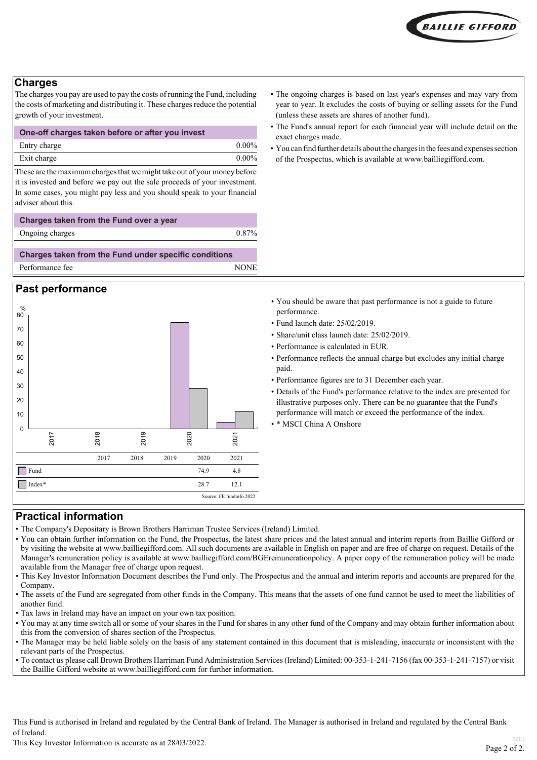## Charges

The charges you pay are used to pay the costs of running the Fund, including the costs of marketing and distributing it. These charges reduce the potential growth of your investment.

| One-off charges taken before or after you invest | |
|---|---|
| Entry charge | 0.00% |
| Exit charge | 0.00% |

These are the maximum charges that we might take out of your money before it is invested and before we pay out the sale proceeds of your investment. In some cases, you might pay less and you should speak to your financial adviser about this.

| Charges taken from the Fund over a year | |
|---|---|
| Ongoing charges | 0.87% |

| Charges taken from the Fund under specific conditions | |
|---|---|
| Performance fee | NONE |

- The ongoing charges is based on last year's expenses and may vary from year to year. It excludes the costs of buying or selling assets for the Fund (unless these assets are shares of another fund).
- The Fund's annual report for each financial year will include detail on the exact charges made.
- You can find further details about the charges in the fees and expenses section of the Prospectus, which is available at www.bailliegifford.com.

## Past performance

%
80
70
60
50
40
30
20
10
0
2017
2018
2019
2020
2021

| | 2017 | 2018 | 2019 | 2020 | 2021 |
|---|---|---|---|---|---|
| Fund | | | | 74.9 | 4.8 |
| Index* | | | | 28.7 | 12.1 |

Source: FE fundinfo 2022

- You should be aware that past performance is not a guide to future performance.
- Fund launch date: 25/02/2019.
- Share/unit class launch date: 25/02/2019.
- Performance is calculated in EUR.
- Performance reflects the annual charge but excludes any initial charge paid.
- Performance figures are to 31 December each year.
- Details of the Fund's performance relative to the index are presented for illustrative purposes only. There can be no guarantee that the Fund's performance will match or exceed the performance of the index.
- * MSCI China A Onshore

## Practical information

- The Company's Depositary is Brown Brothers Harriman Trustee Services (Ireland) Limited.
- You can obtain further information on the Fund, the Prospectus, the latest share prices and the latest annual and interim reports from Baillie Gifford or by visiting the website at www.bailliegifford.com. All such documents are available in English on paper and are free of charge on request. Details of the Manager's remuneration policy is available at www.bailliegifford.com/BGEremunerationpolicy. A paper copy of the remuneration policy will be made available from the Manager free of charge upon request.
- This Key Investor Information Document describes the Fund only. The Prospectus and the annual and interim reports and accounts are prepared for the Company.
- The assets of the Fund are segregated from other funds in the Company. This means that the assets of one fund cannot be used to meet the liabilities of another fund.
- Tax laws in Ireland may have an impact on your own tax position.
- You may at any time switch all or some of your shares in the Fund for shares in any other fund of the Company and may obtain further information about this from the conversion of shares section of the Prospectus.
- The Manager may be held liable solely on the basis of any statement contained in this document that is misleading, inaccurate or inconsistent with the relevant parts of the Prospectus.
- To contact us please call Brown Brothers Harriman Fund Administration Services (Ireland) Limited: 00-353-1-241-7156 (fax 00-353-1-241-7157) or visit the Baillie Gifford website at www.bailliegifford.com for further information.

This Fund is authorised in Ireland and regulated by the Central Bank of Ireland. The Manager is authorised in Ireland and regulated by the Central Bank of Ireland.

This Key Investor Information is accurate as at 28/03/2022.